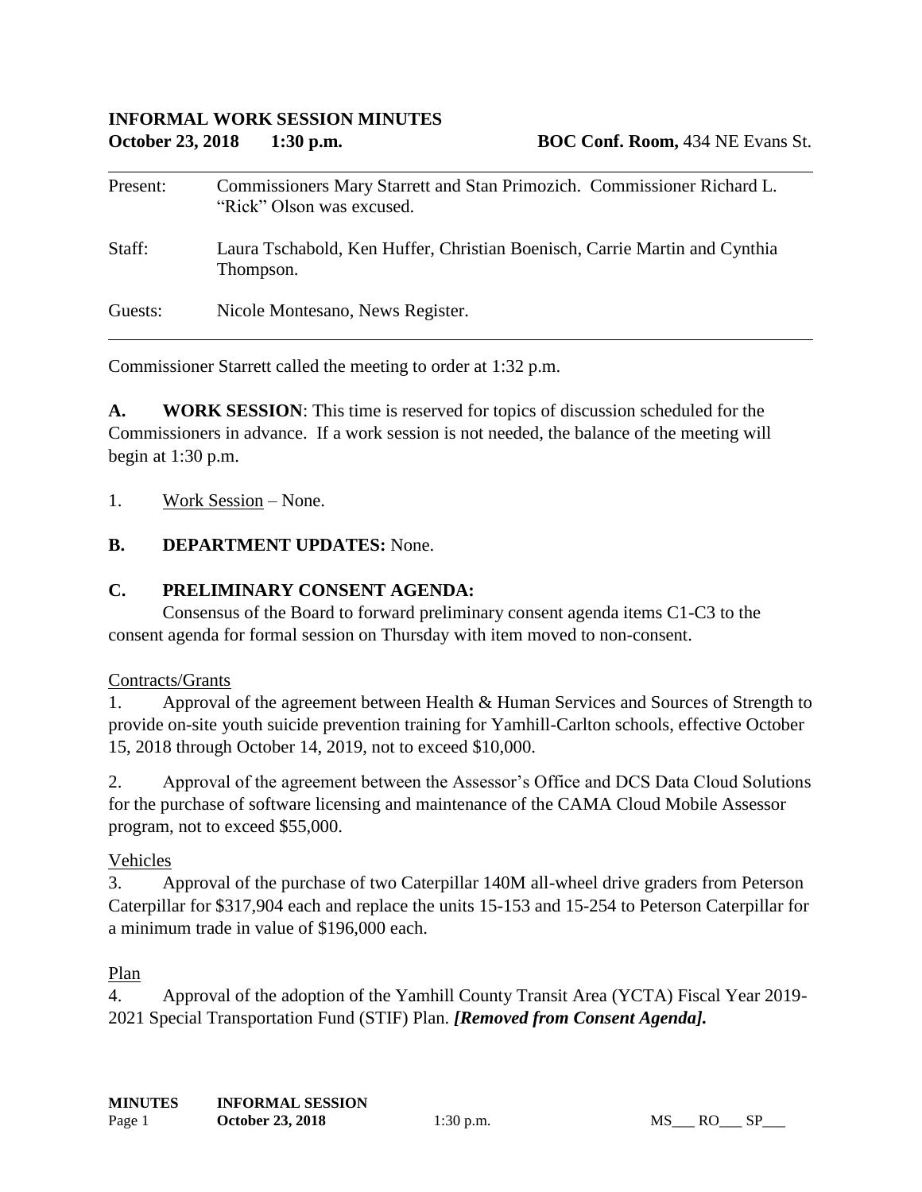**INFORMAL WORK SESSION MINUTES**

**October 23, 2018 1:30 p.m.** **BOC Conf. Room,** 434 NE Evans St.

---

Present: Commissioners Mary Starrett and Stan Primozich. Commissioner Richard L. "Rick" Olson was excused.

Staff: Laura Tschabold, Ken Huffer, Christian Boenisch, Carrie Martin and Cynthia Thompson.

Guests: Nicole Montesano, News Register.

---

Commissioner Starrett called the meeting to order at 1:32 p.m.

**A. WORK SESSION**: This time is reserved for topics of discussion scheduled for the Commissioners in advance. If a work session is not needed, the balance of the meeting will begin at 1:30 p.m.

1. Work Session – None.

**B. DEPARTMENT UPDATES:** None.

**C. PRELIMINARY CONSENT AGENDA:**

Consensus of the Board to forward preliminary consent agenda items C1-C3 to the consent agenda for formal session on Thursday with item moved to non-consent.

Contracts/Grants

1. Approval of the agreement between Health & Human Services and Sources of Strength to provide on-site youth suicide prevention training for Yamhill-Carlton schools, effective October 15, 2018 through October 14, 2019, not to exceed $10,000.

2. Approval of the agreement between the Assessor's Office and DCS Data Cloud Solutions for the purchase of software licensing and maintenance of the CAMA Cloud Mobile Assessor program, not to exceed $55,000.

Vehicles

3. Approval of the purchase of two Caterpillar 140M all-wheel drive graders from Peterson Caterpillar for $317,904 each and replace the units 15-153 and 15-254 to Peterson Caterpillar for a minimum trade in value of $196,000 each.

Plan

4. Approval of the adoption of the Yamhill County Transit Area (YCTA) Fiscal Year 2019-2021 Special Transportation Fund (STIF) Plan. ***[Removed from Consent Agenda].***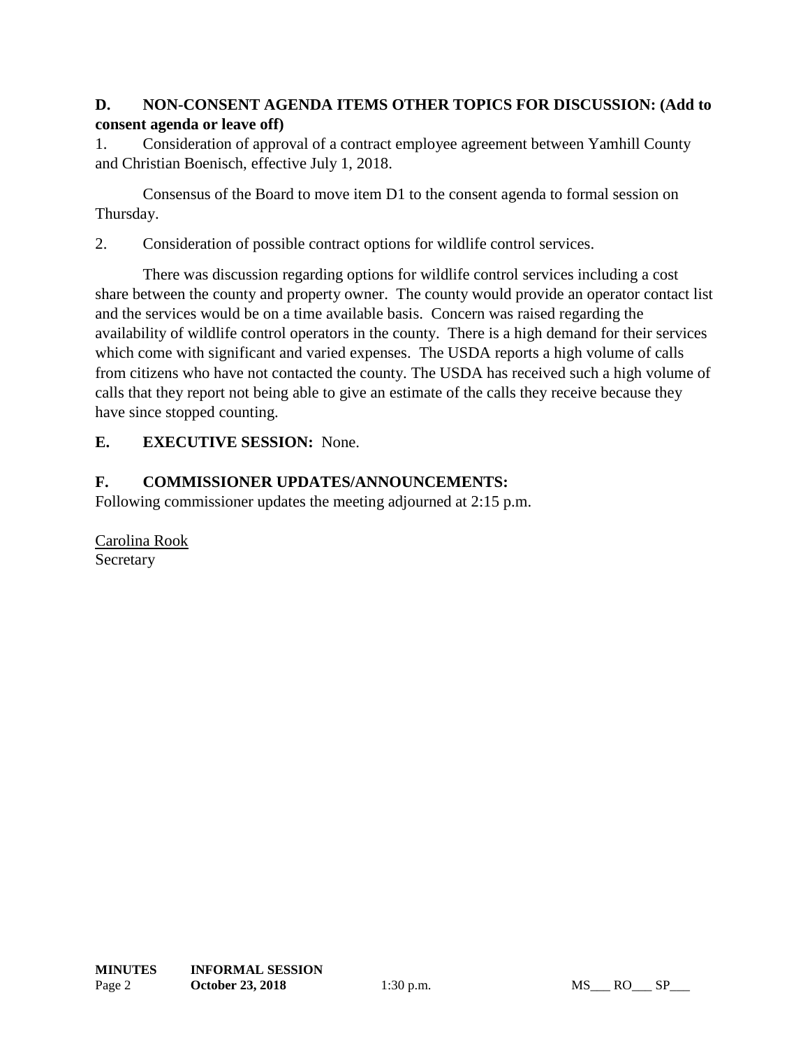**D. NON-CONSENT AGENDA ITEMS OTHER TOPICS FOR DISCUSSION: (Add to consent agenda or leave off)**

1. Consideration of approval of a contract employee agreement between Yamhill County and Christian Boenisch, effective July 1, 2018.

Consensus of the Board to move item D1 to the consent agenda to formal session on Thursday.

2. Consideration of possible contract options for wildlife control services.

There was discussion regarding options for wildlife control services including a cost share between the county and property owner. The county would provide an operator contact list and the services would be on a time available basis. Concern was raised regarding the availability of wildlife control operators in the county. There is a high demand for their services which come with significant and varied expenses. The USDA reports a high volume of calls from citizens who have not contacted the county. The USDA has received such a high volume of calls that they report not being able to give an estimate of the calls they receive because they have since stopped counting.

**E. EXECUTIVE SESSION:** None.

**F. COMMISSIONER UPDATES/ANNOUNCEMENTS:**

Following commissioner updates the meeting adjourned at 2:15 p.m.

Carolina Rook
Secretary

**MINUTES** **INFORMAL SESSION**
**October 23, 2018** 1:30 p.m. MS___ RO___ SP___